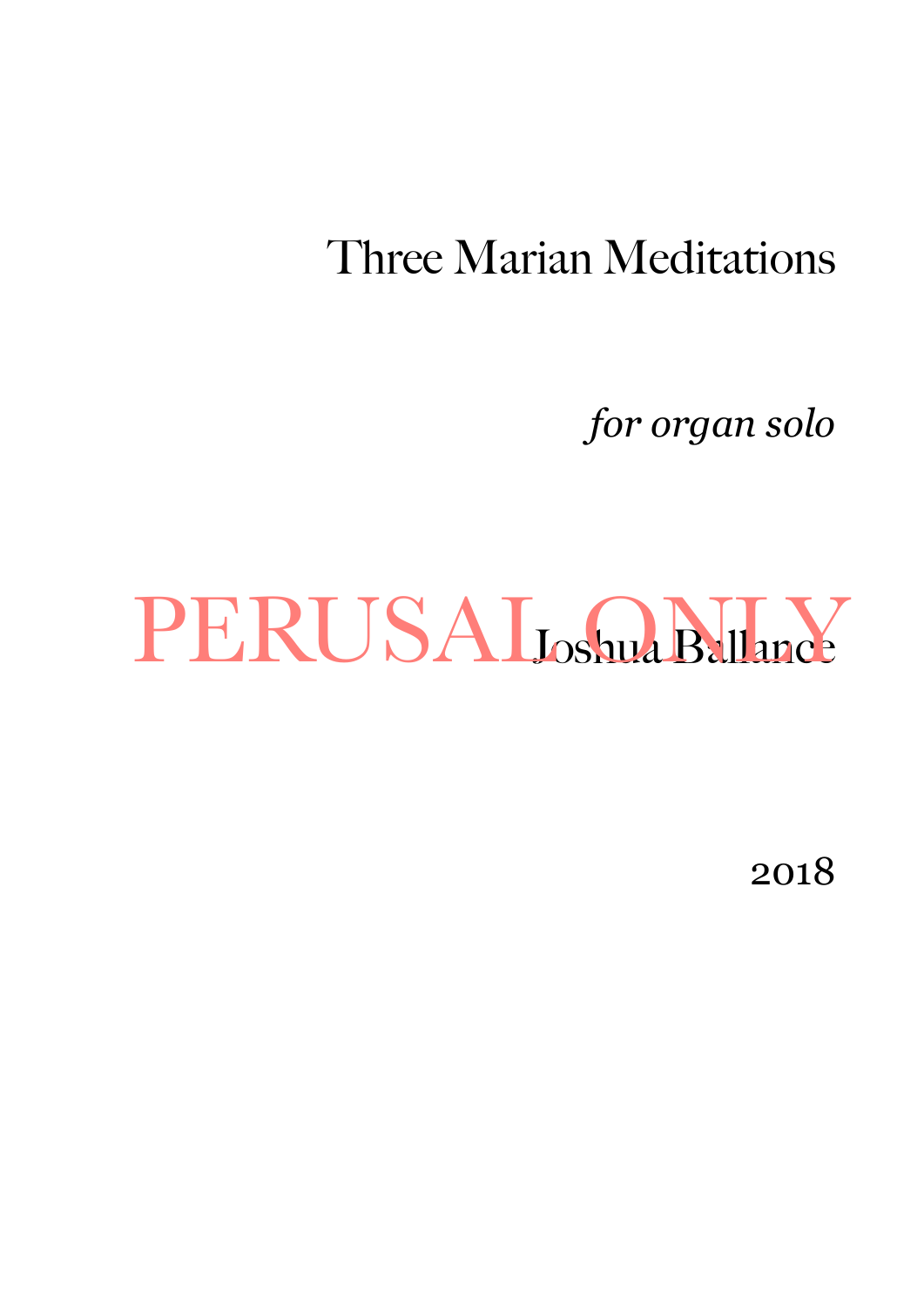# Three Marian Meditations

*for organ solo*

PERUSAL ONLY

Joshua Ballance

2018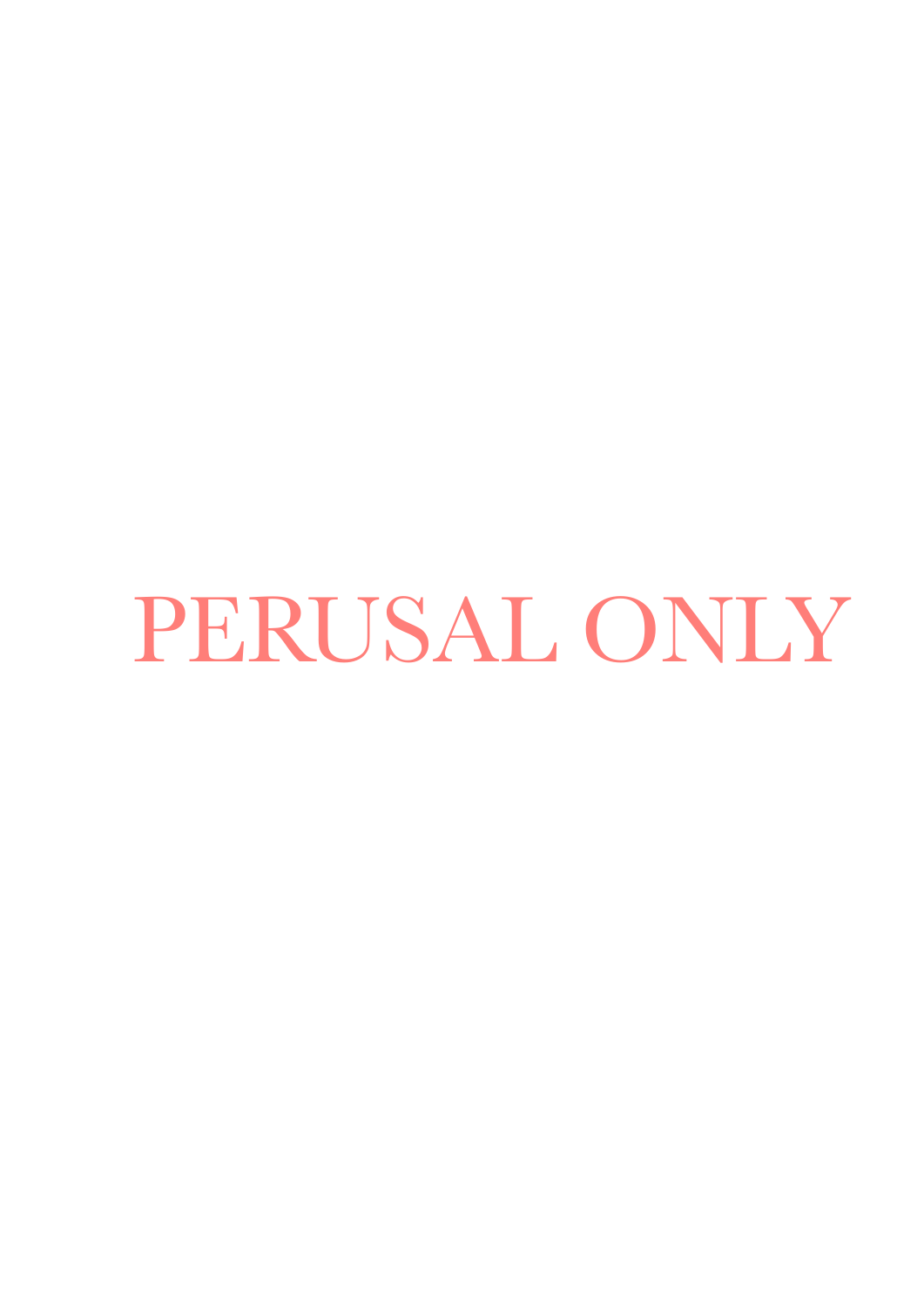PERUSAL ONLY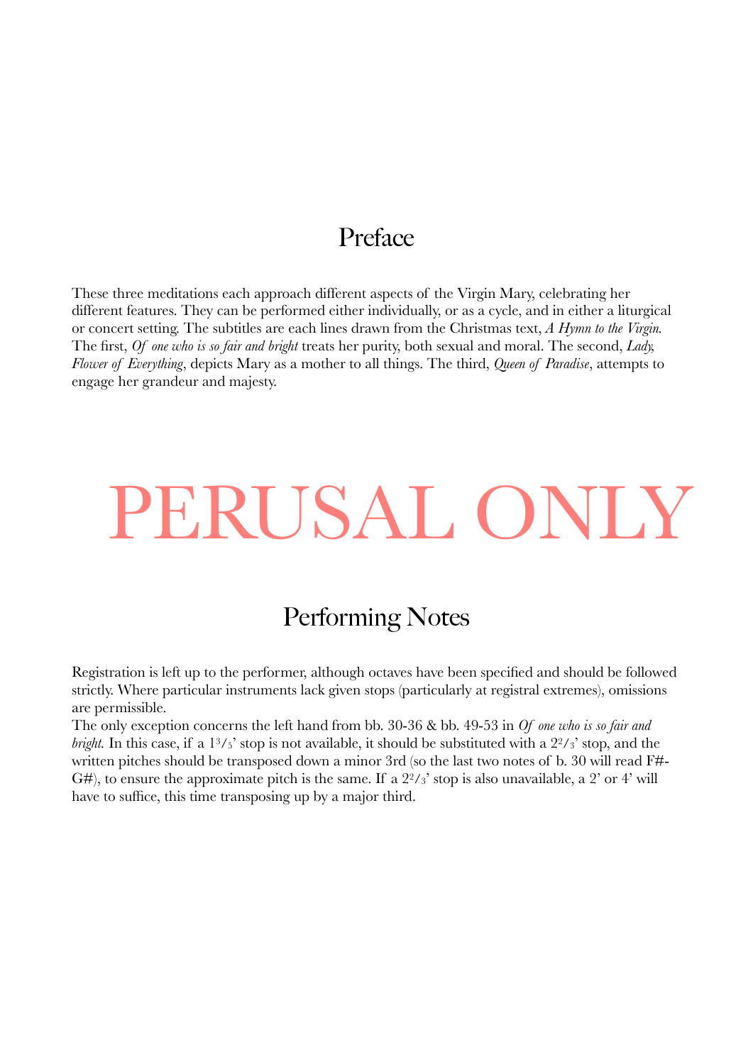# Preface

These three meditations each approach different aspects of the Virgin Mary, celebrating her different features. They can be performed either individually, or as a cycle, and in either a liturgical or concert setting. The subtitles are each lines drawn from the Christmas text, *A Hymn to the Virgin*. The first, *Of one who is so fair and bright* treats her purity, both sexual and moral. The second, *Lady, Flower of Everything*, depicts Mary as a mother to all things. The third, *Queen of Paradise*, attempts to engage her grandeur and majesty.

PERUSAL ONLY

# Performing Notes

Registration is left up to the performer, although octaves have been specified and should be followed strictly. Where particular instruments lack given stops (particularly at registral extremes), omissions are permissible.

The only exception concerns the left hand from bb. 30-36 & bb. 49-53 in *Of one who is so fair and bright.* In this case, if a 1³/₅' stop is not available, it should be substituted with a 2²/₃' stop, and the written pitches should be transposed down a minor 3rd (so the last two notes of b. 30 will read F#-G#), to ensure the approximate pitch is the same. If a 2²/₃' stop is also unavailable, a 2' or 4' will have to suffice, this time transposing up by a major third.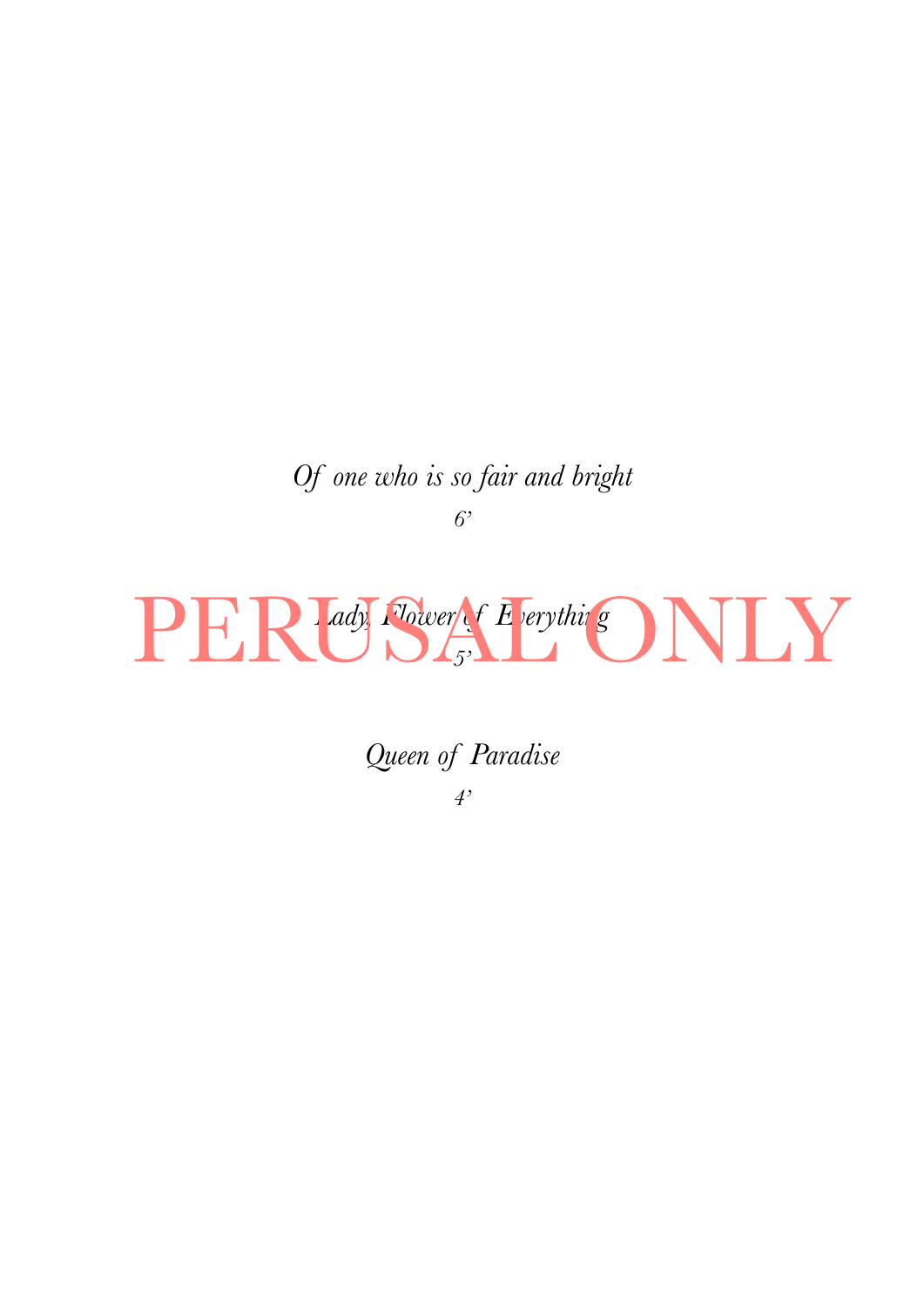*Of one who is so fair and bright*

*6'*

PERUSAL ONLY

*Lady, Flower of Everything*

*5'*

*Queen of Paradise*

*4'*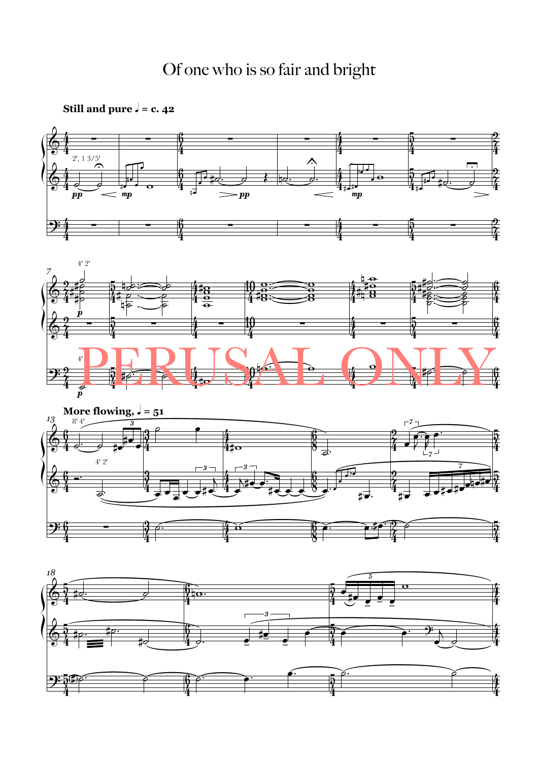# Of one who is so fair and bright

**Still and pure ♩ = c. 42**

**More flowing, ♩ = 51**

PERUSAL ONLY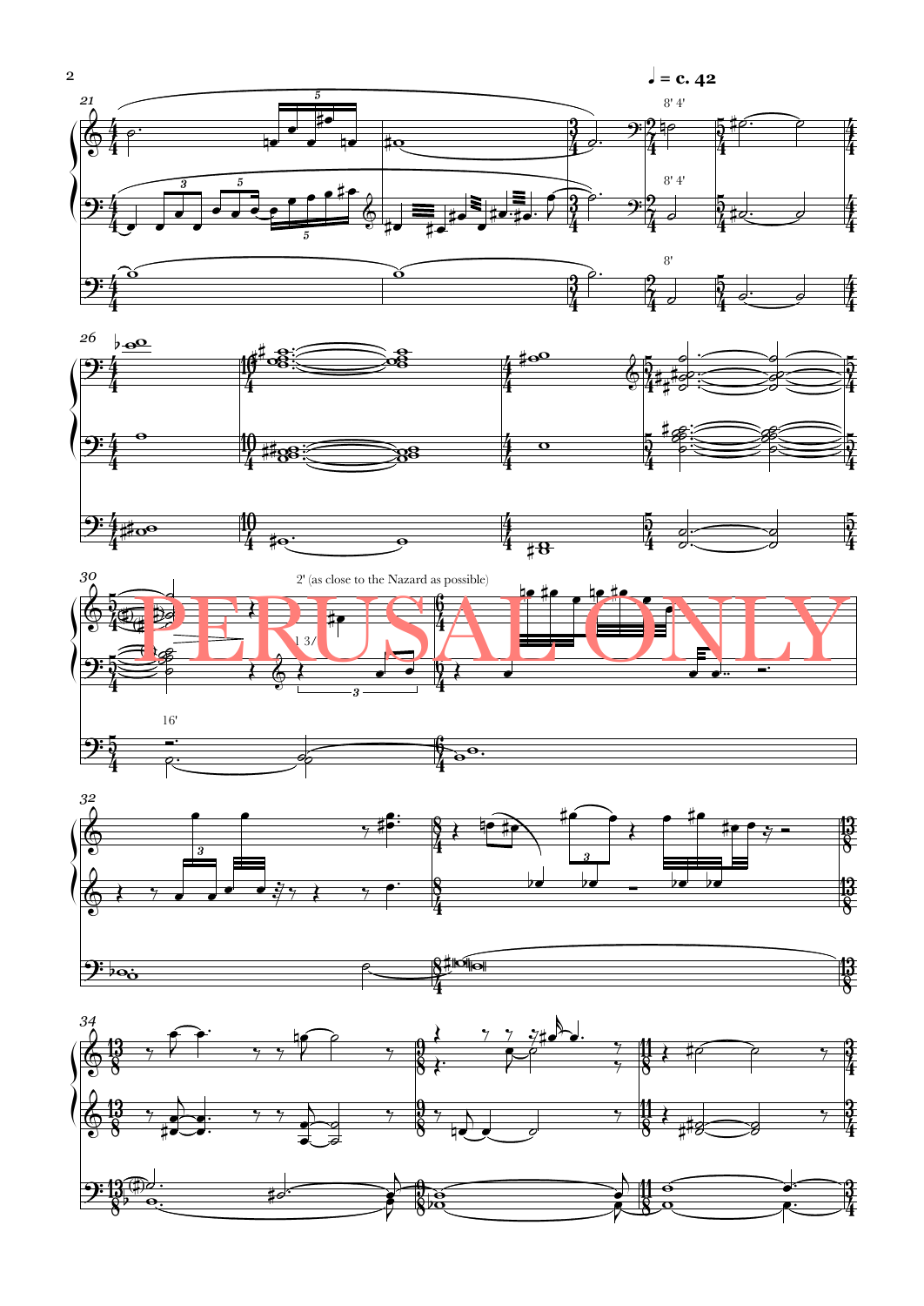♩ = c. 42

8' 4'

8' 4'

8'

2' (as close to the Nazard as possible)

1 3/

16'

PERUSAL ONLY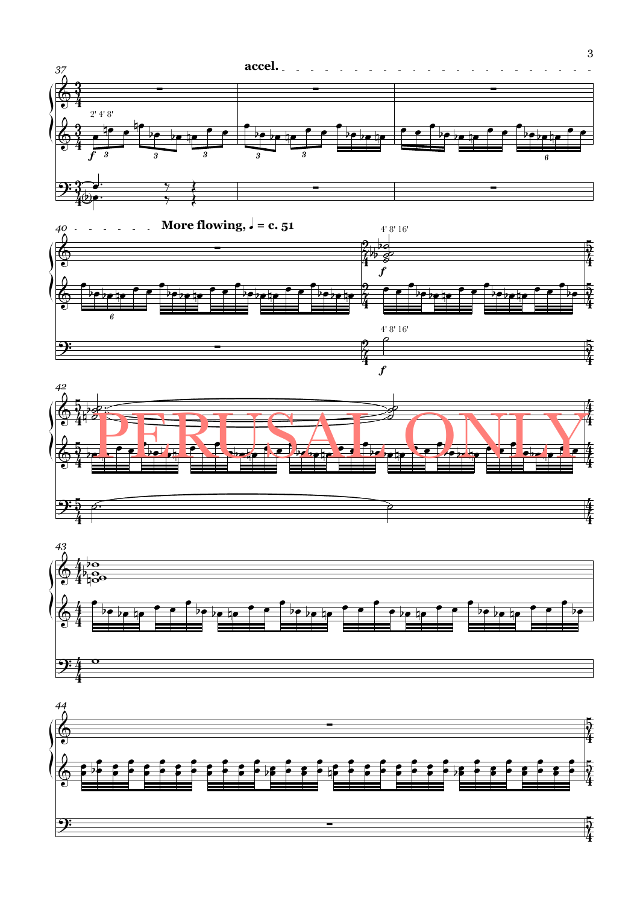accel.

More flowing, ♩ = c. 51

2' 4' 8'

4' 8' 16'

4' 8' 16'

PERUSAL ONLY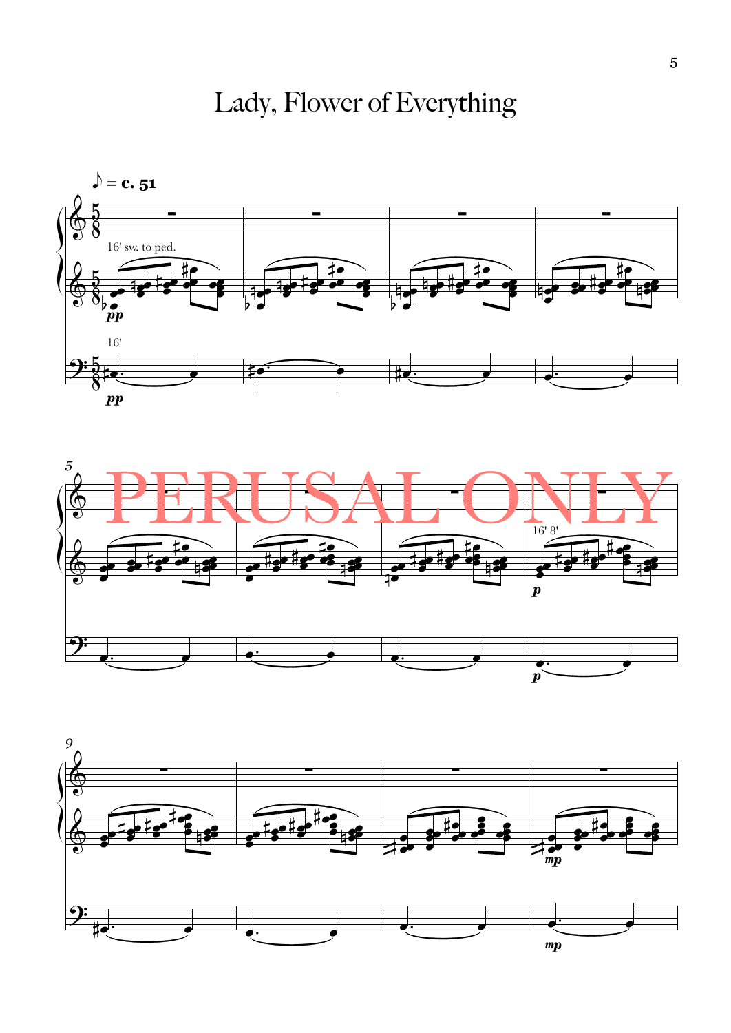# Lady, Flower of Everything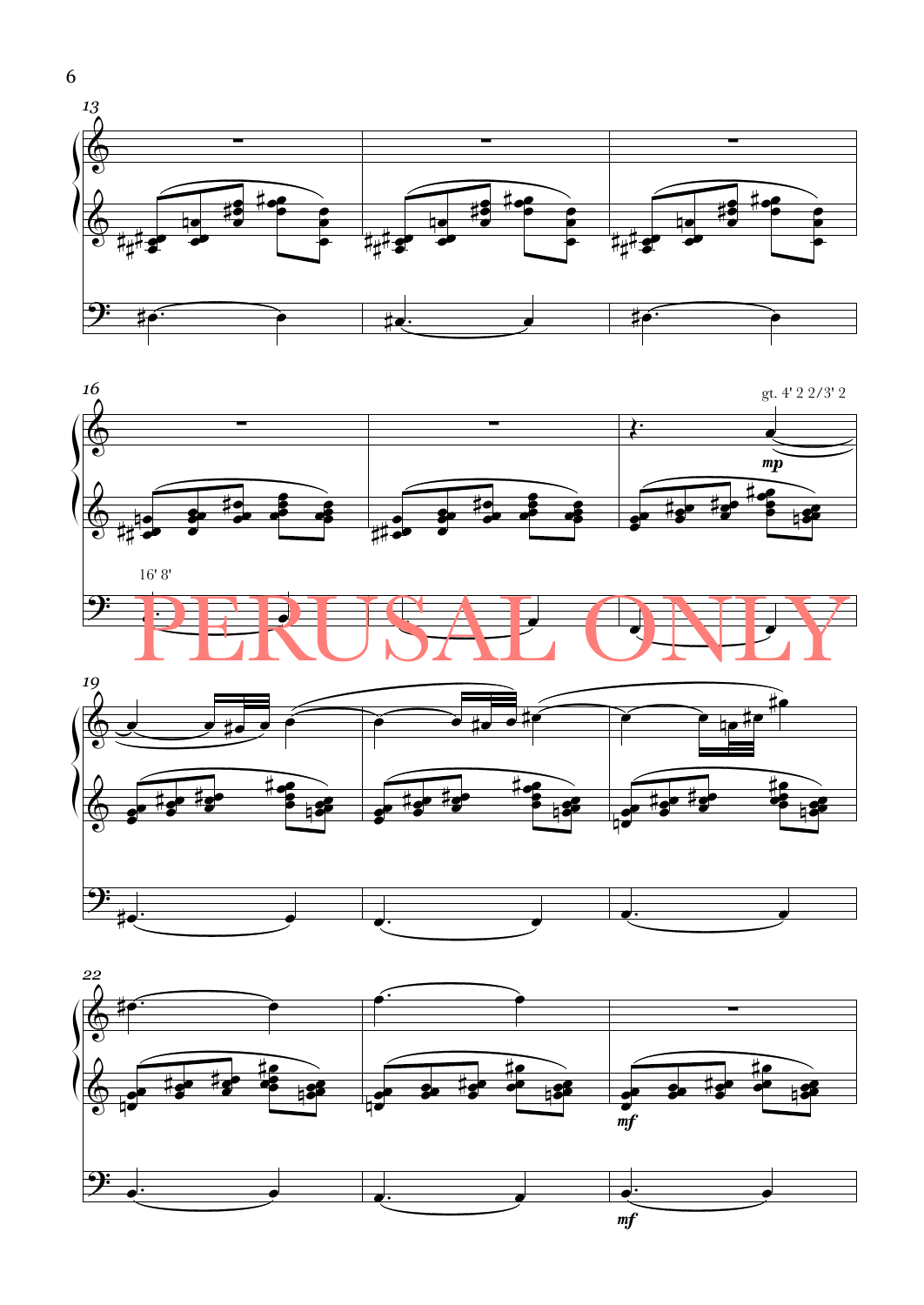gt. 4' 2 2/3' 2

16' 8'

PERUSAL ONLY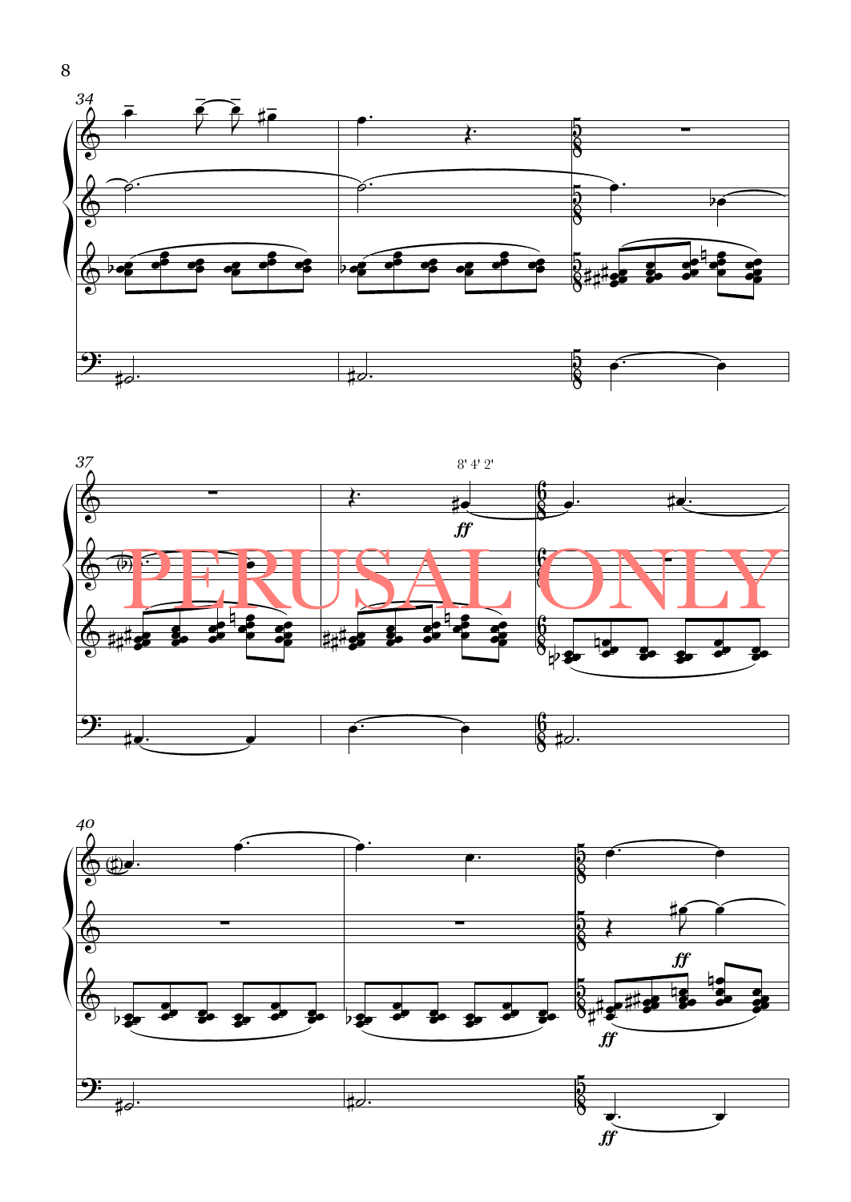8' 4' 2'

PERUSAL ONLY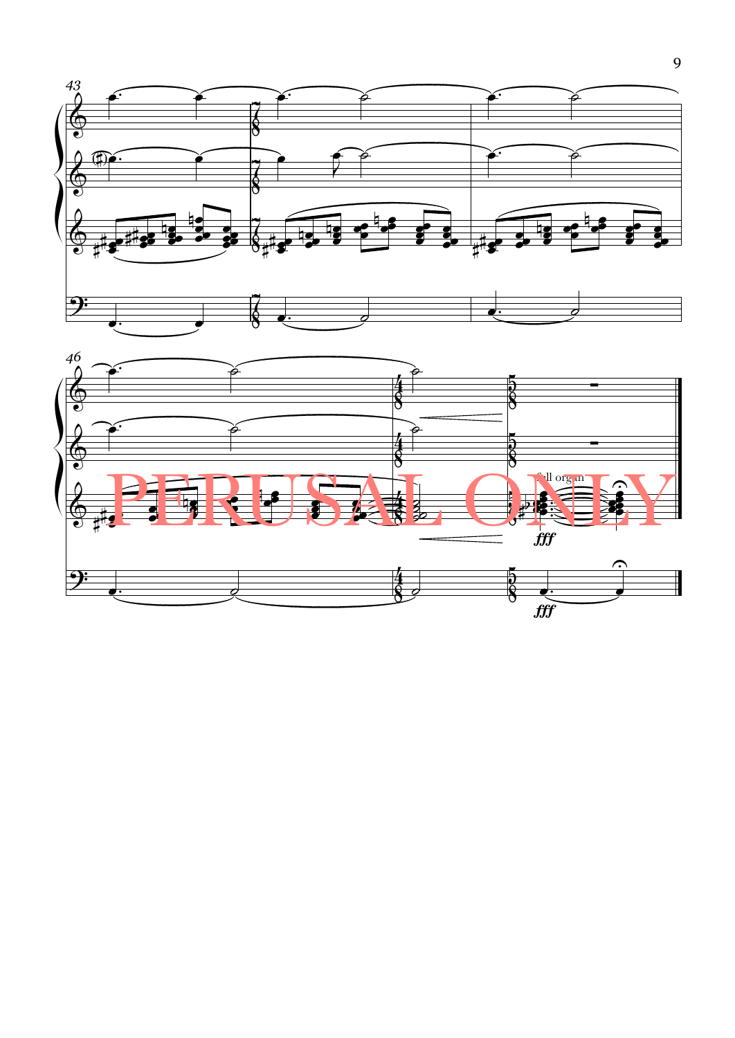PERUSAL ONLY

full organ

*fff*

*fff*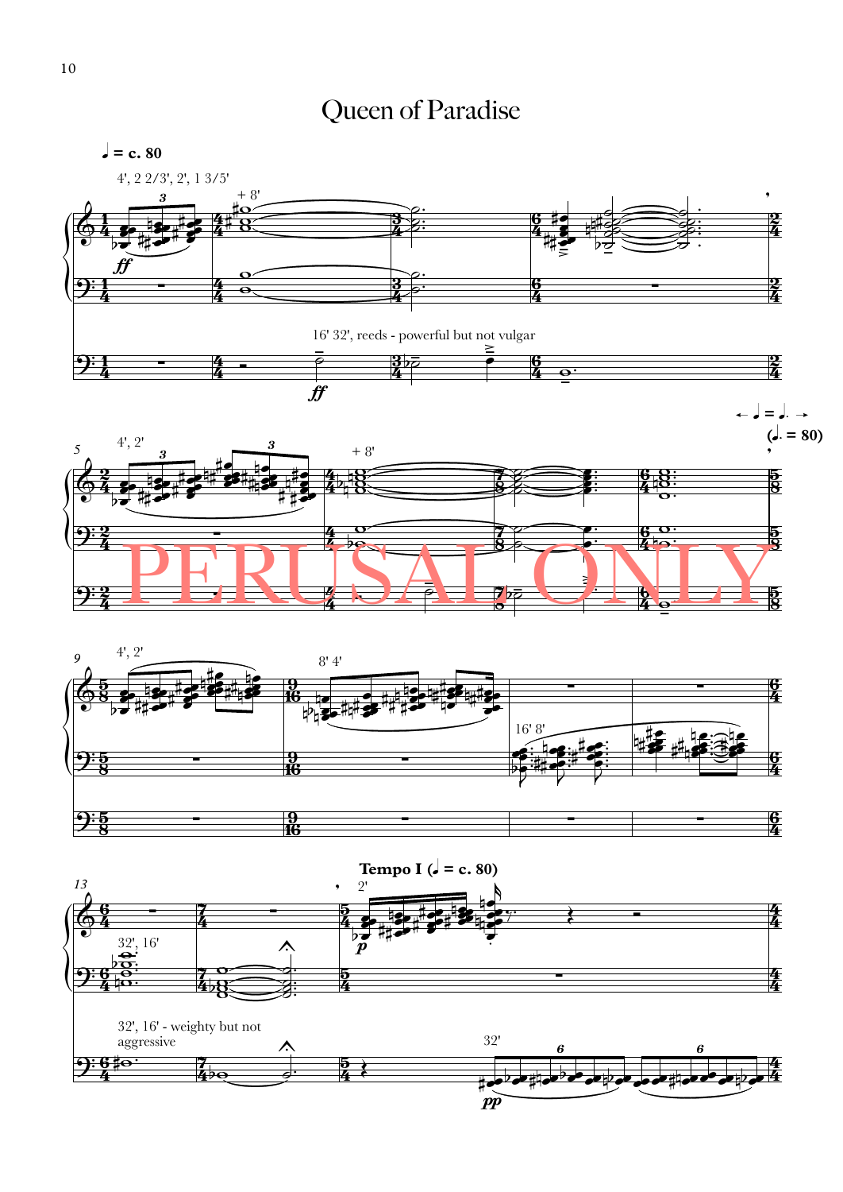# Queen of Paradise

♩ = c. 80

4', 2 2/3', 2', 1 3/5'

+ 8'

16' 32', reeds - powerful but not vulgar

4', 2'

+ 8'

← ♩ = ♩. → (♩. = 80)

4', 2'

8' 4'

16' 8'

32', 16'

32', 16' - weighty but not aggressive

**Tempo I (♩ = c. 80)**

2'

32'

PERUSAL ONLY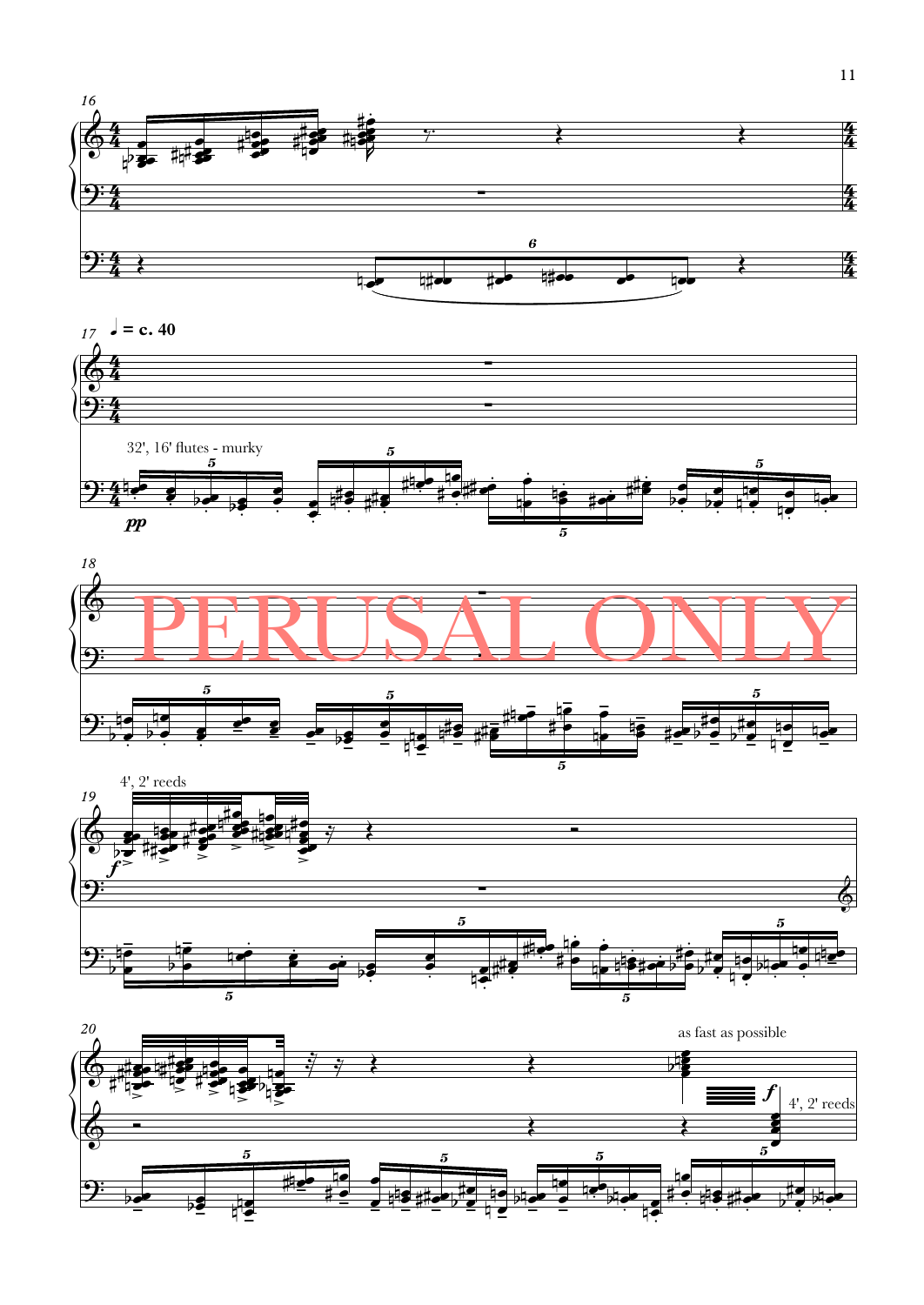♩ = c. 40

32', 16' flutes - murky

*pp*

PERUSAL ONLY

4', 2' reeds

*f*

as fast as possible

*f*

4', 2' reeds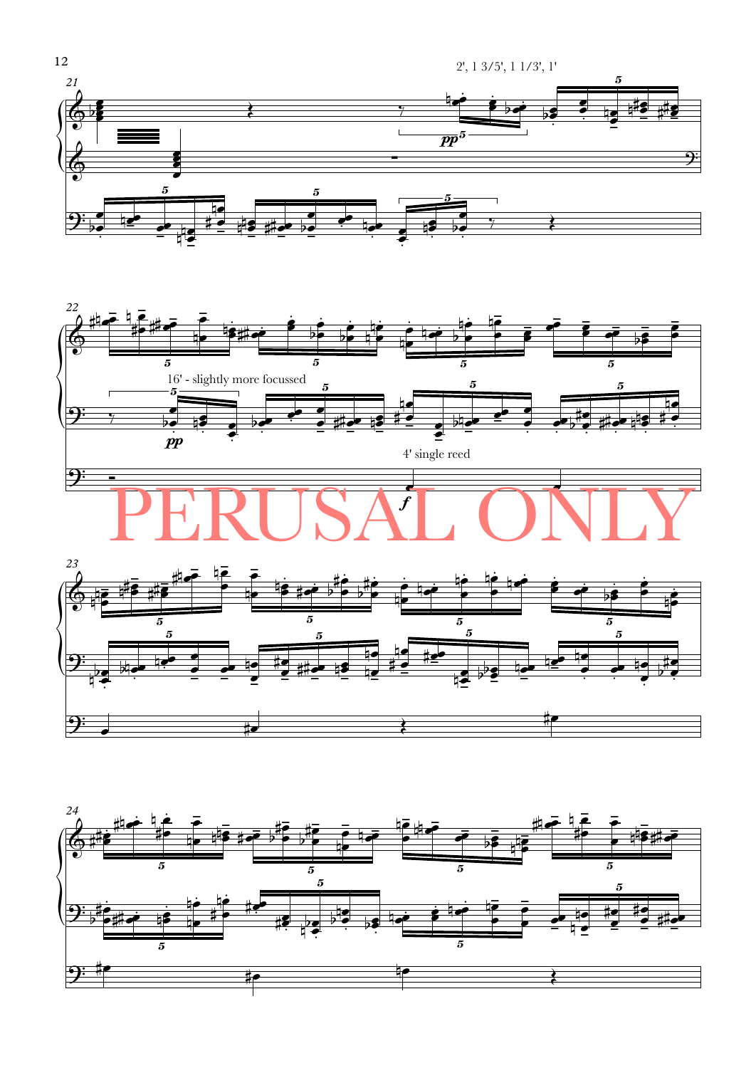2', 1 3/5', 1 1/3', 1'

16' - slightly more focussed

4' single reed

PERUSAL ONLY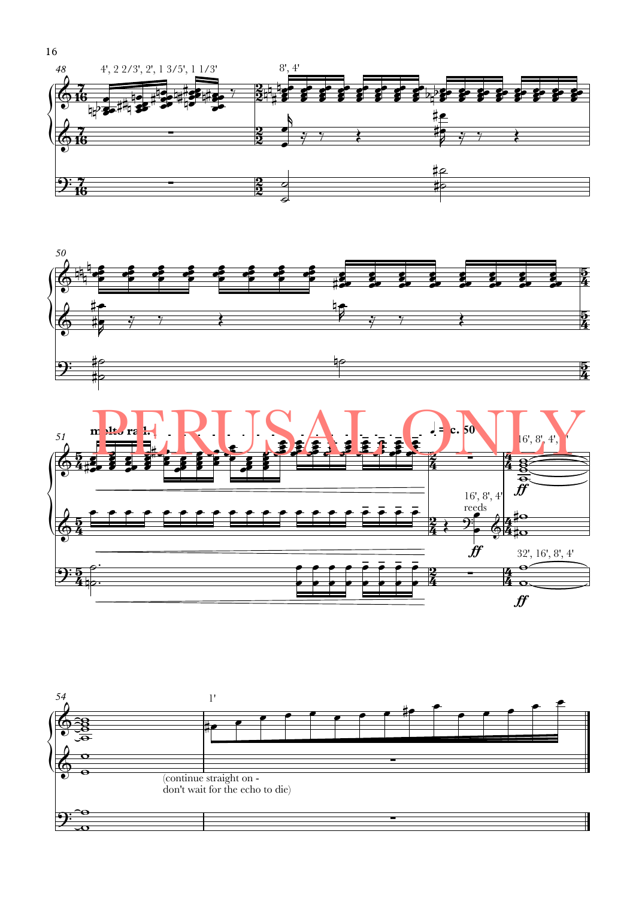4', 2 2/3', 2', 1 3/5', 1 1/3'

8', 4'

molto rall.

PERUSAL ONLY

♩ = c. 50

16', 8', 4'
reeds

16', 8', 4', 2'

32', 16', 8', 4'

*ff*

*ff*

*ff*

1'

(continue straight on -
don't wait for the echo to die)